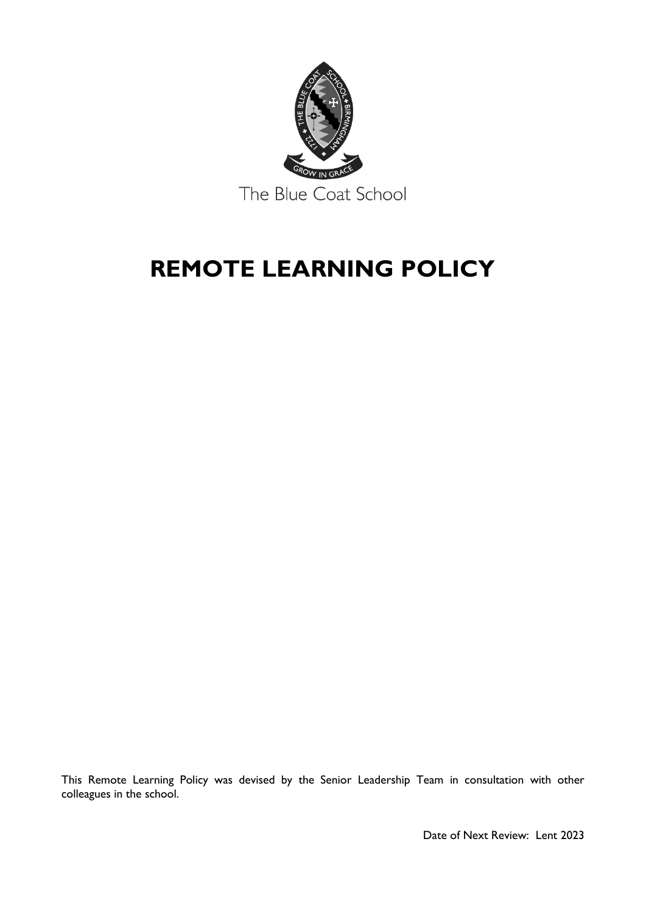The Blue Coat School

# REMOTE LEARNING POLICY

This Remote Learning Policy was devised by the Senior Leadership Team in consultation with other colleagues in the school.

Date of Next Review: Lent 2023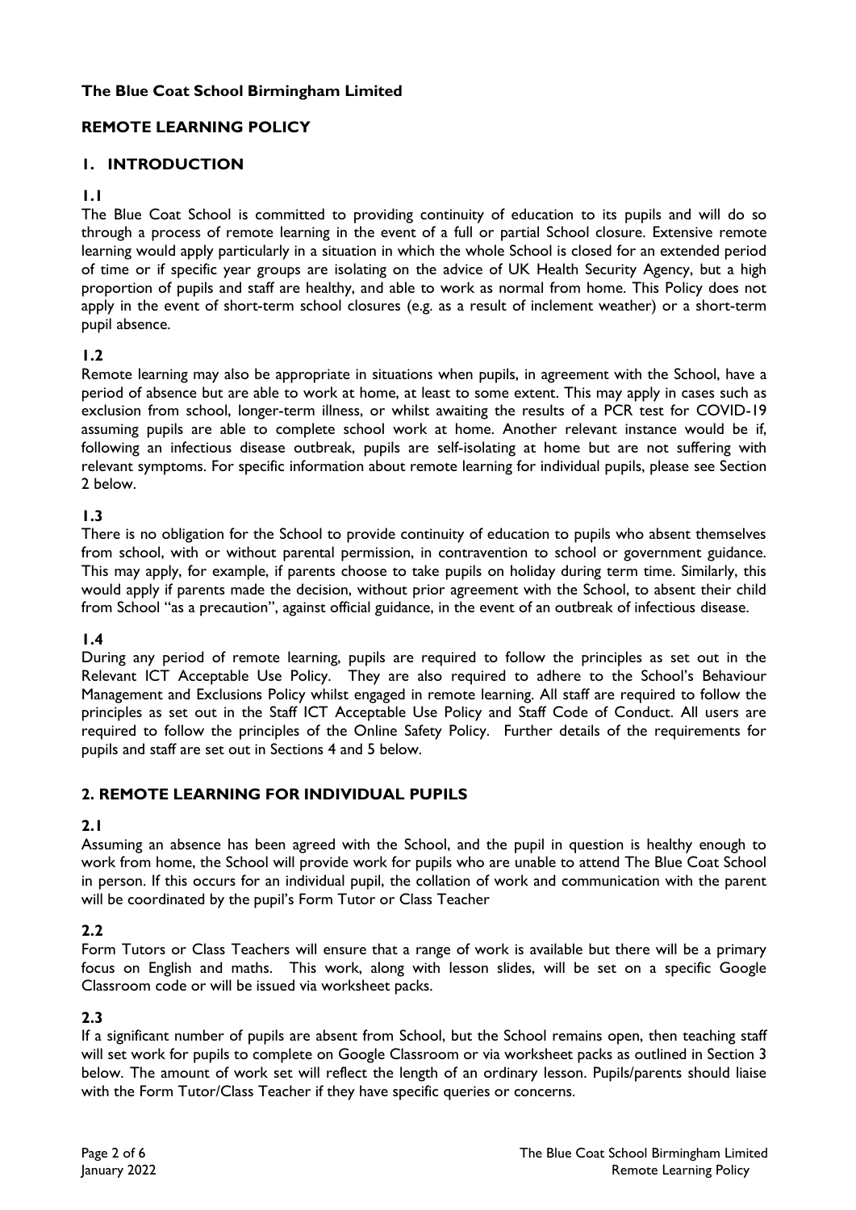**The Blue Coat School Birmingham Limited**

# REMOTE LEARNING POLICY

## 1. INTRODUCTION

**1.1**

The Blue Coat School is committed to providing continuity of education to its pupils and will do so through a process of remote learning in the event of a full or partial School closure. Extensive remote learning would apply particularly in a situation in which the whole School is closed for an extended period of time or if specific year groups are isolating on the advice of UK Health Security Agency, but a high proportion of pupils and staff are healthy, and able to work as normal from home. This Policy does not apply in the event of short-term school closures (e.g. as a result of inclement weather) or a short-term pupil absence.

**1.2**

Remote learning may also be appropriate in situations when pupils, in agreement with the School, have a period of absence but are able to work at home, at least to some extent. This may apply in cases such as exclusion from school, longer-term illness, or whilst awaiting the results of a PCR test for COVID-19 assuming pupils are able to complete school work at home. Another relevant instance would be if, following an infectious disease outbreak, pupils are self-isolating at home but are not suffering with relevant symptoms. For specific information about remote learning for individual pupils, please see Section 2 below.

**1.3**

There is no obligation for the School to provide continuity of education to pupils who absent themselves from school, with or without parental permission, in contravention to school or government guidance. This may apply, for example, if parents choose to take pupils on holiday during term time. Similarly, this would apply if parents made the decision, without prior agreement with the School, to absent their child from School "as a precaution", against official guidance, in the event of an outbreak of infectious disease.

**1.4**

During any period of remote learning, pupils are required to follow the principles as set out in the Relevant ICT Acceptable Use Policy. They are also required to adhere to the School's Behaviour Management and Exclusions Policy whilst engaged in remote learning. All staff are required to follow the principles as set out in the Staff ICT Acceptable Use Policy and Staff Code of Conduct. All users are required to follow the principles of the Online Safety Policy. Further details of the requirements for pupils and staff are set out in Sections 4 and 5 below.

## 2. REMOTE LEARNING FOR INDIVIDUAL PUPILS

**2.1**

Assuming an absence has been agreed with the School, and the pupil in question is healthy enough to work from home, the School will provide work for pupils who are unable to attend The Blue Coat School in person. If this occurs for an individual pupil, the collation of work and communication with the parent will be coordinated by the pupil's Form Tutor or Class Teacher

**2.2**

Form Tutors or Class Teachers will ensure that a range of work is available but there will be a primary focus on English and maths. This work, along with lesson slides, will be set on a specific Google Classroom code or will be issued via worksheet packs.

**2.3**

If a significant number of pupils are absent from School, but the School remains open, then teaching staff will set work for pupils to complete on Google Classroom or via worksheet packs as outlined in Section 3 below. The amount of work set will reflect the length of an ordinary lesson. Pupils/parents should liaise with the Form Tutor/Class Teacher if they have specific queries or concerns.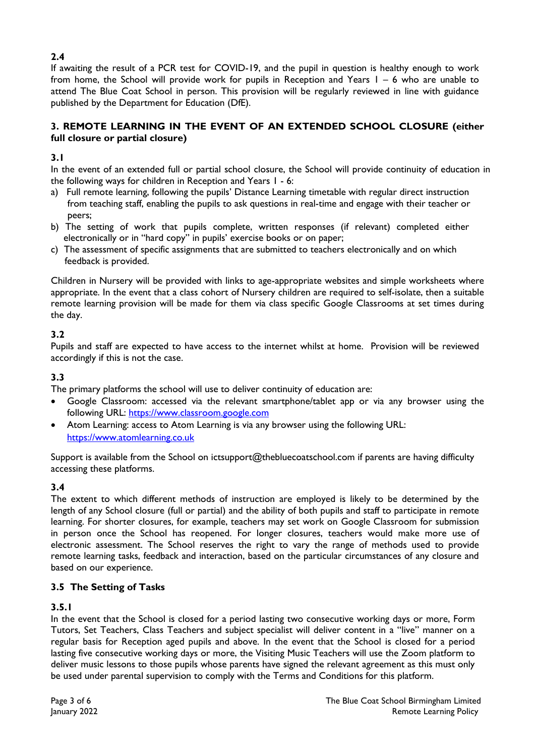**2.4**

If awaiting the result of a PCR test for COVID-19, and the pupil in question is healthy enough to work from home, the School will provide work for pupils in Reception and Years 1 – 6 who are unable to attend The Blue Coat School in person. This provision will be regularly reviewed in line with guidance published by the Department for Education (DfE).

## 3. REMOTE LEARNING IN THE EVENT OF AN EXTENDED SCHOOL CLOSURE (either full closure or partial closure)

**3.1**

In the event of an extended full or partial school closure, the School will provide continuity of education in the following ways for children in Reception and Years 1 - 6:

a) Full remote learning, following the pupils' Distance Learning timetable with regular direct instruction from teaching staff, enabling the pupils to ask questions in real-time and engage with their teacher or peers;
b) The setting of work that pupils complete, written responses (if relevant) completed either electronically or in "hard copy" in pupils' exercise books or on paper;
c) The assessment of specific assignments that are submitted to teachers electronically and on which feedback is provided.

Children in Nursery will be provided with links to age-appropriate websites and simple worksheets where appropriate. In the event that a class cohort of Nursery children are required to self-isolate, then a suitable remote learning provision will be made for them via class specific Google Classrooms at set times during the day.

**3.2**

Pupils and staff are expected to have access to the internet whilst at home. Provision will be reviewed accordingly if this is not the case.

**3.3**

The primary platforms the school will use to deliver continuity of education are:

- Google Classroom: accessed via the relevant smartphone/tablet app or via any browser using the following URL: [https://www.classroom.google.com](https://www.classroom.google.com)
- Atom Learning: access to Atom Learning is via any browser using the following URL: [https://www.atomlearning.co.uk](https://www.atomlearning.co.uk)

Support is available from the School on ictsupport@thebluecoatschool.com if parents are having difficulty accessing these platforms.

**3.4**

The extent to which different methods of instruction are employed is likely to be determined by the length of any School closure (full or partial) and the ability of both pupils and staff to participate in remote learning. For shorter closures, for example, teachers may set work on Google Classroom for submission in person once the School has reopened. For longer closures, teachers would make more use of electronic assessment. The School reserves the right to vary the range of methods used to provide remote learning tasks, feedback and interaction, based on the particular circumstances of any closure and based on our experience.

### 3.5 The Setting of Tasks

**3.5.1**

In the event that the School is closed for a period lasting two consecutive working days or more, Form Tutors, Set Teachers, Class Teachers and subject specialist will deliver content in a "live" manner on a regular basis for Reception aged pupils and above. In the event that the School is closed for a period lasting five consecutive working days or more, the Visiting Music Teachers will use the Zoom platform to deliver music lessons to those pupils whose parents have signed the relevant agreement as this must only be used under parental supervision to comply with the Terms and Conditions for this platform.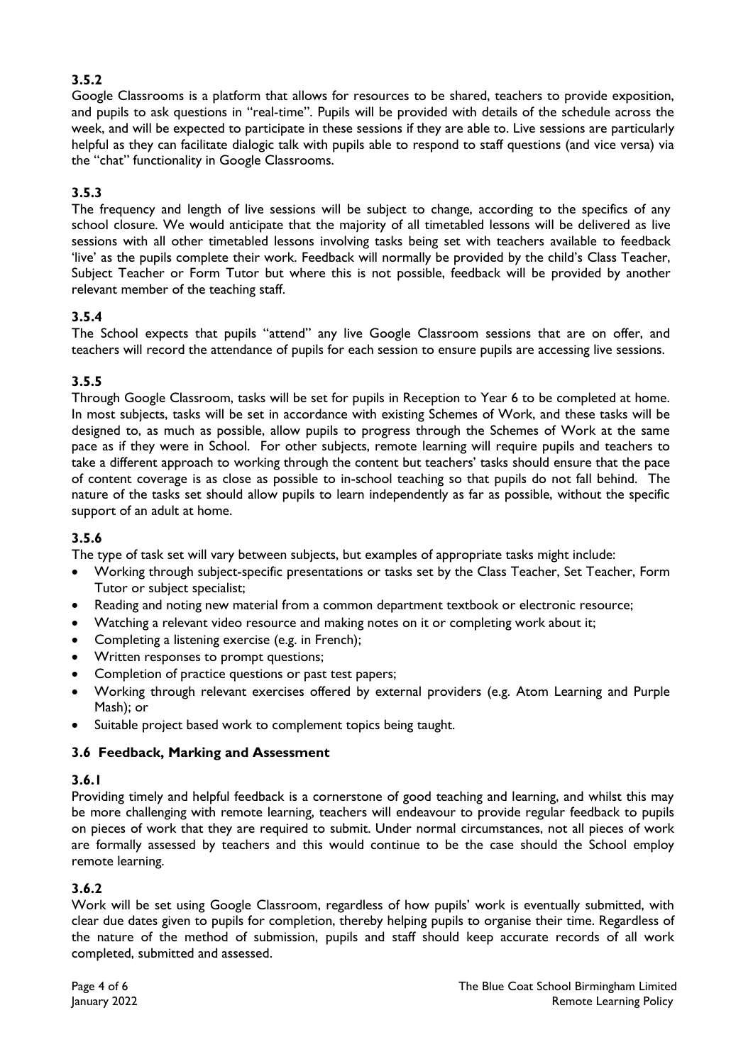**3.5.2**

Google Classrooms is a platform that allows for resources to be shared, teachers to provide exposition, and pupils to ask questions in "real-time". Pupils will be provided with details of the schedule across the week, and will be expected to participate in these sessions if they are able to. Live sessions are particularly helpful as they can facilitate dialogic talk with pupils able to respond to staff questions (and vice versa) via the "chat" functionality in Google Classrooms.

**3.5.3**

The frequency and length of live sessions will be subject to change, according to the specifics of any school closure. We would anticipate that the majority of all timetabled lessons will be delivered as live sessions with all other timetabled lessons involving tasks being set with teachers available to feedback 'live' as the pupils complete their work. Feedback will normally be provided by the child's Class Teacher, Subject Teacher or Form Tutor but where this is not possible, feedback will be provided by another relevant member of the teaching staff.

**3.5.4**

The School expects that pupils "attend" any live Google Classroom sessions that are on offer, and teachers will record the attendance of pupils for each session to ensure pupils are accessing live sessions.

**3.5.5**

Through Google Classroom, tasks will be set for pupils in Reception to Year 6 to be completed at home. In most subjects, tasks will be set in accordance with existing Schemes of Work, and these tasks will be designed to, as much as possible, allow pupils to progress through the Schemes of Work at the same pace as if they were in School. For other subjects, remote learning will require pupils and teachers to take a different approach to working through the content but teachers' tasks should ensure that the pace of content coverage is as close as possible to in-school teaching so that pupils do not fall behind. The nature of the tasks set should allow pupils to learn independently as far as possible, without the specific support of an adult at home.

**3.5.6**

The type of task set will vary between subjects, but examples of appropriate tasks might include:

- Working through subject-specific presentations or tasks set by the Class Teacher, Set Teacher, Form Tutor or subject specialist;
- Reading and noting new material from a common department textbook or electronic resource;
- Watching a relevant video resource and making notes on it or completing work about it;
- Completing a listening exercise (e.g. in French);
- Written responses to prompt questions;
- Completion of practice questions or past test papers;
- Working through relevant exercises offered by external providers (e.g. Atom Learning and Purple Mash); or
- Suitable project based work to complement topics being taught.

### 3.6 Feedback, Marking and Assessment

**3.6.1**

Providing timely and helpful feedback is a cornerstone of good teaching and learning, and whilst this may be more challenging with remote learning, teachers will endeavour to provide regular feedback to pupils on pieces of work that they are required to submit. Under normal circumstances, not all pieces of work are formally assessed by teachers and this would continue to be the case should the School employ remote learning.

**3.6.2**

Work will be set using Google Classroom, regardless of how pupils' work is eventually submitted, with clear due dates given to pupils for completion, thereby helping pupils to organise their time. Regardless of the nature of the method of submission, pupils and staff should keep accurate records of all work completed, submitted and assessed.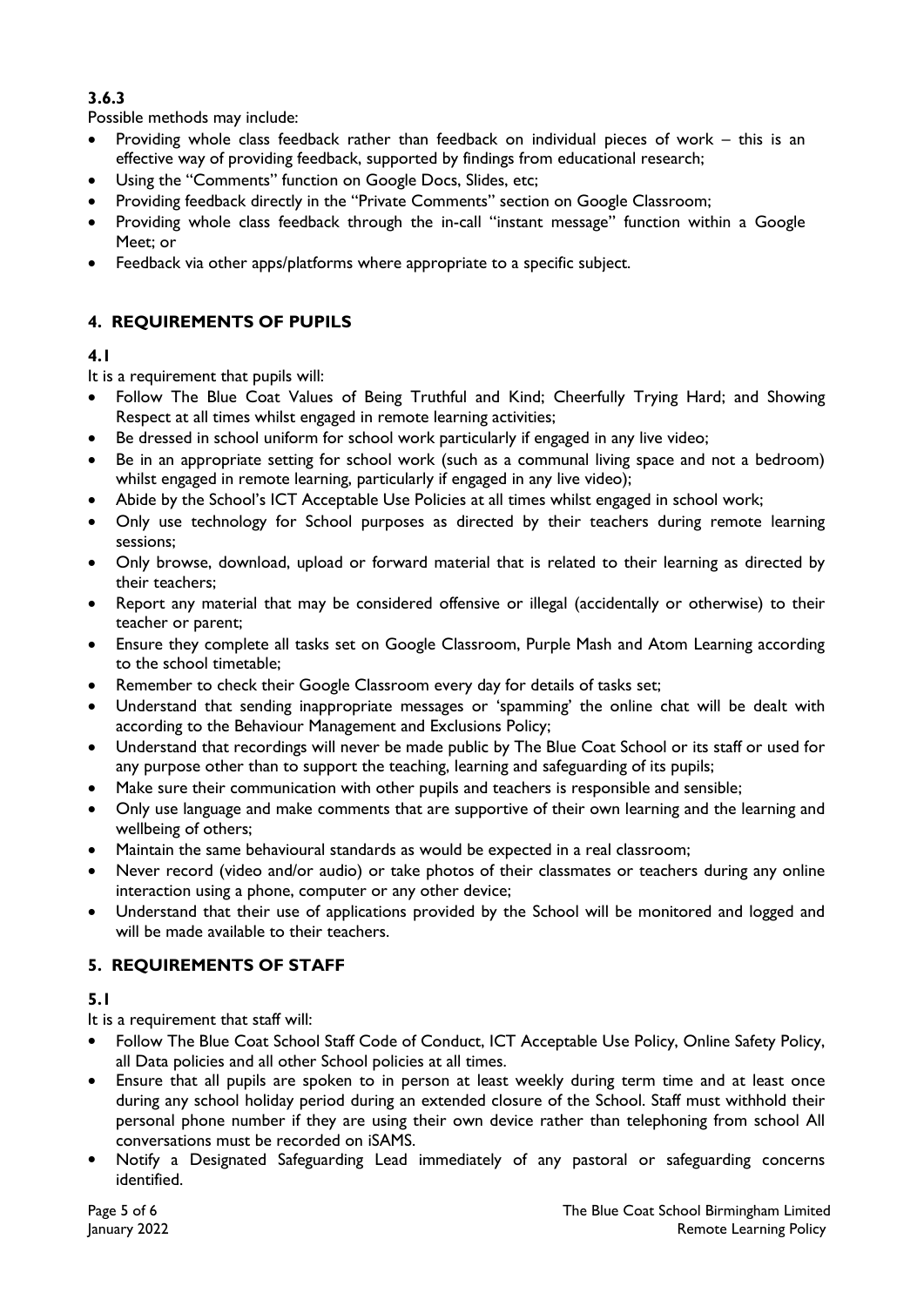**3.6.3**

Possible methods may include:

- Providing whole class feedback rather than feedback on individual pieces of work – this is an effective way of providing feedback, supported by findings from educational research;
- Using the "Comments" function on Google Docs, Slides, etc;
- Providing feedback directly in the "Private Comments" section on Google Classroom;
- Providing whole class feedback through the in-call "instant message" function within a Google Meet; or
- Feedback via other apps/platforms where appropriate to a specific subject.

## 4. REQUIREMENTS OF PUPILS

**4.1**

It is a requirement that pupils will:

- Follow The Blue Coat Values of Being Truthful and Kind; Cheerfully Trying Hard; and Showing Respect at all times whilst engaged in remote learning activities;
- Be dressed in school uniform for school work particularly if engaged in any live video;
- Be in an appropriate setting for school work (such as a communal living space and not a bedroom) whilst engaged in remote learning, particularly if engaged in any live video);
- Abide by the School's ICT Acceptable Use Policies at all times whilst engaged in school work;
- Only use technology for School purposes as directed by their teachers during remote learning sessions;
- Only browse, download, upload or forward material that is related to their learning as directed by their teachers;
- Report any material that may be considered offensive or illegal (accidentally or otherwise) to their teacher or parent;
- Ensure they complete all tasks set on Google Classroom, Purple Mash and Atom Learning according to the school timetable;
- Remember to check their Google Classroom every day for details of tasks set;
- Understand that sending inappropriate messages or 'spamming' the online chat will be dealt with according to the Behaviour Management and Exclusions Policy;
- Understand that recordings will never be made public by The Blue Coat School or its staff or used for any purpose other than to support the teaching, learning and safeguarding of its pupils;
- Make sure their communication with other pupils and teachers is responsible and sensible;
- Only use language and make comments that are supportive of their own learning and the learning and wellbeing of others;
- Maintain the same behavioural standards as would be expected in a real classroom;
- Never record (video and/or audio) or take photos of their classmates or teachers during any online interaction using a phone, computer or any other device;
- Understand that their use of applications provided by the School will be monitored and logged and will be made available to their teachers.

## 5. REQUIREMENTS OF STAFF

**5.1**

It is a requirement that staff will:

- Follow The Blue Coat School Staff Code of Conduct, ICT Acceptable Use Policy, Online Safety Policy, all Data policies and all other School policies at all times.
- Ensure that all pupils are spoken to in person at least weekly during term time and at least once during any school holiday period during an extended closure of the School. Staff must withhold their personal phone number if they are using their own device rather than telephoning from school All conversations must be recorded on iSAMS.
- Notify a Designated Safeguarding Lead immediately of any pastoral or safeguarding concerns identified.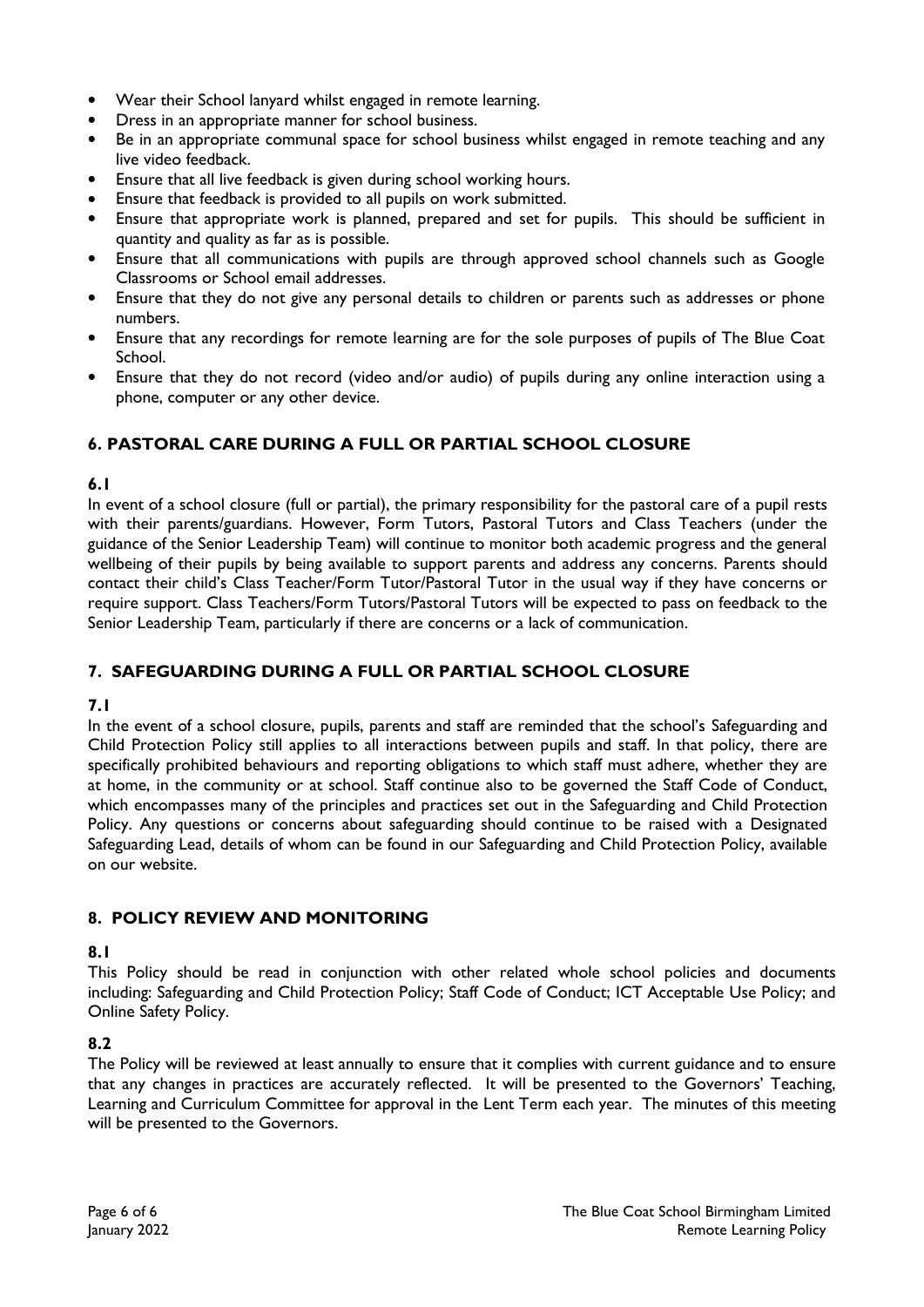- Wear their School lanyard whilst engaged in remote learning.
- Dress in an appropriate manner for school business.
- Be in an appropriate communal space for school business whilst engaged in remote teaching and any live video feedback.
- Ensure that all live feedback is given during school working hours.
- Ensure that feedback is provided to all pupils on work submitted.
- Ensure that appropriate work is planned, prepared and set for pupils. This should be sufficient in quantity and quality as far as is possible.
- Ensure that all communications with pupils are through approved school channels such as Google Classrooms or School email addresses.
- Ensure that they do not give any personal details to children or parents such as addresses or phone numbers.
- Ensure that any recordings for remote learning are for the sole purposes of pupils of The Blue Coat School.
- Ensure that they do not record (video and/or audio) of pupils during any online interaction using a phone, computer or any other device.

## 6. PASTORAL CARE DURING A FULL OR PARTIAL SCHOOL CLOSURE

### 6.1

In event of a school closure (full or partial), the primary responsibility for the pastoral care of a pupil rests with their parents/guardians. However, Form Tutors, Pastoral Tutors and Class Teachers (under the guidance of the Senior Leadership Team) will continue to monitor both academic progress and the general wellbeing of their pupils by being available to support parents and address any concerns. Parents should contact their child's Class Teacher/Form Tutor/Pastoral Tutor in the usual way if they have concerns or require support. Class Teachers/Form Tutors/Pastoral Tutors will be expected to pass on feedback to the Senior Leadership Team, particularly if there are concerns or a lack of communication.

## 7. SAFEGUARDING DURING A FULL OR PARTIAL SCHOOL CLOSURE

### 7.1

In the event of a school closure, pupils, parents and staff are reminded that the school's Safeguarding and Child Protection Policy still applies to all interactions between pupils and staff. In that policy, there are specifically prohibited behaviours and reporting obligations to which staff must adhere, whether they are at home, in the community or at school. Staff continue also to be governed the Staff Code of Conduct, which encompasses many of the principles and practices set out in the Safeguarding and Child Protection Policy. Any questions or concerns about safeguarding should continue to be raised with a Designated Safeguarding Lead, details of whom can be found in our Safeguarding and Child Protection Policy, available on our website.

## 8. POLICY REVIEW AND MONITORING

### 8.1

This Policy should be read in conjunction with other related whole school policies and documents including: Safeguarding and Child Protection Policy; Staff Code of Conduct; ICT Acceptable Use Policy; and Online Safety Policy.

### 8.2

The Policy will be reviewed at least annually to ensure that it complies with current guidance and to ensure that any changes in practices are accurately reflected. It will be presented to the Governors' Teaching, Learning and Curriculum Committee for approval in the Lent Term each year. The minutes of this meeting will be presented to the Governors.